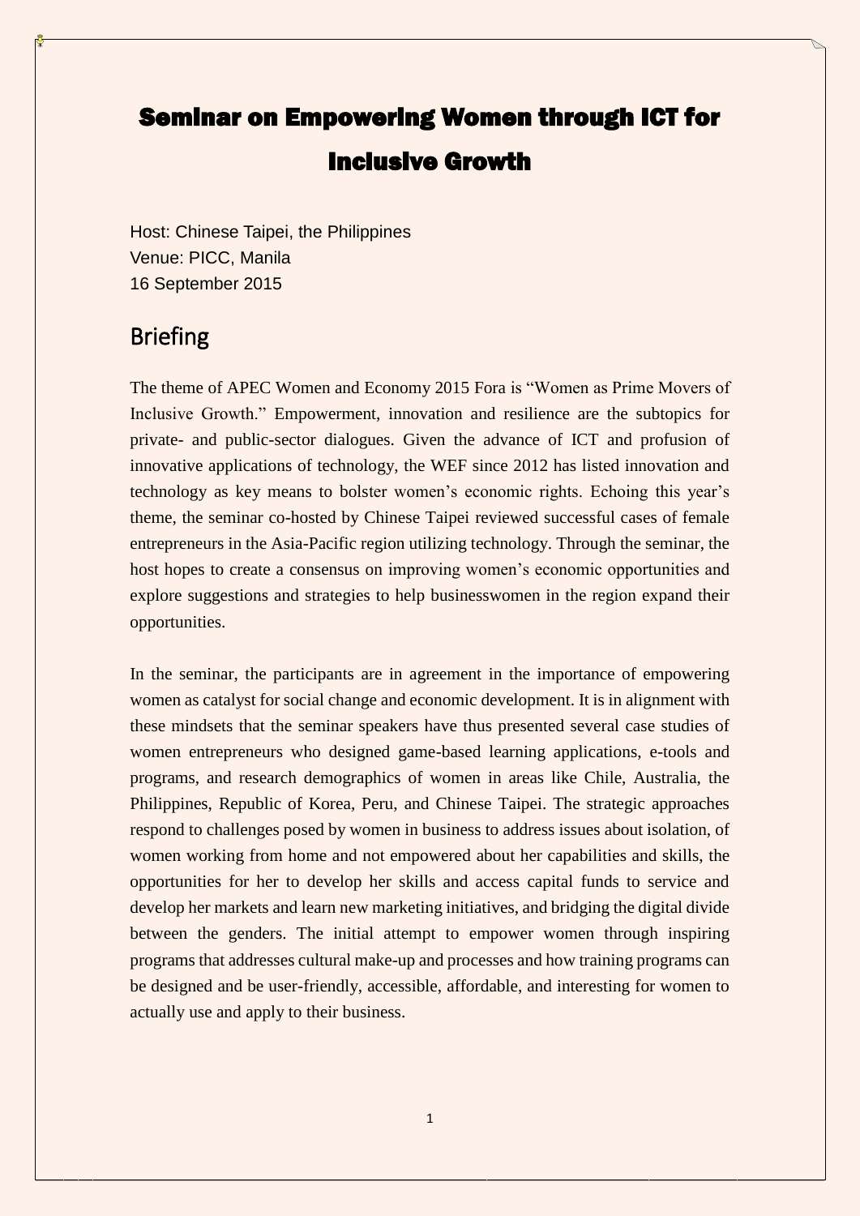# Seminar on Empowering Women through ICT for Inclusive Growth

Host: Chinese Taipei, the Philippines
Venue: PICC, Manila
16 September 2015

## Briefing

The theme of APEC Women and Economy 2015 Fora is "Women as Prime Movers of Inclusive Growth." Empowerment, innovation and resilience are the subtopics for private- and public-sector dialogues. Given the advance of ICT and profusion of innovative applications of technology, the WEF since 2012 has listed innovation and technology as key means to bolster women's economic rights. Echoing this year's theme, the seminar co-hosted by Chinese Taipei reviewed successful cases of female entrepreneurs in the Asia-Pacific region utilizing technology. Through the seminar, the host hopes to create a consensus on improving women's economic opportunities and explore suggestions and strategies to help businesswomen in the region expand their opportunities.

In the seminar, the participants are in agreement in the importance of empowering women as catalyst for social change and economic development. It is in alignment with these mindsets that the seminar speakers have thus presented several case studies of women entrepreneurs who designed game-based learning applications, e-tools and programs, and research demographics of women in areas like Chile, Australia, the Philippines, Republic of Korea, Peru, and Chinese Taipei. The strategic approaches respond to challenges posed by women in business to address issues about isolation, of women working from home and not empowered about her capabilities and skills, the opportunities for her to develop her skills and access capital funds to service and develop her markets and learn new marketing initiatives, and bridging the digital divide between the genders. The initial attempt to empower women through inspiring programs that addresses cultural make-up and processes and how training programs can be designed and be user-friendly, accessible, affordable, and interesting for women to actually use and apply to their business.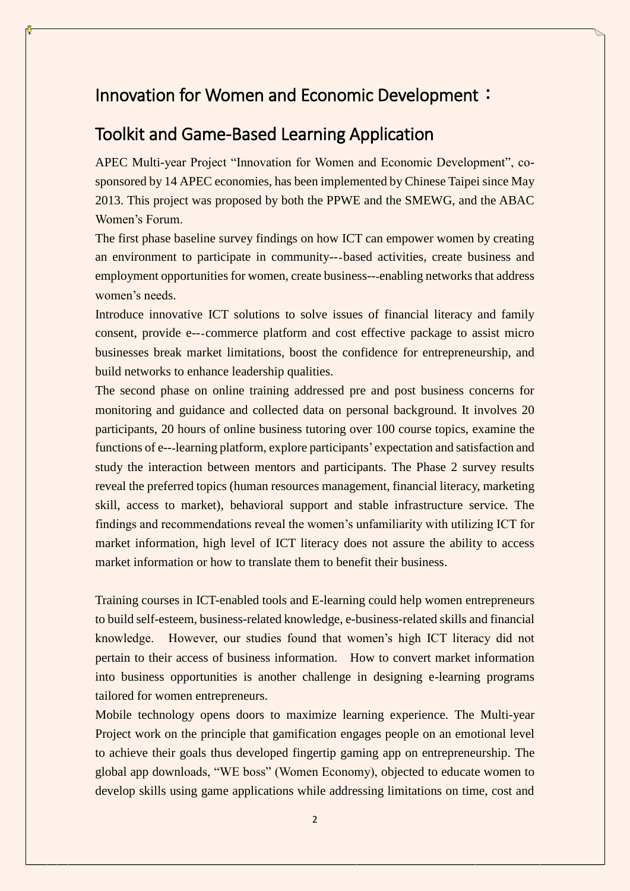# Innovation for Women and Economic Development：

# Toolkit and Game-Based Learning Application

APEC Multi-year Project "Innovation for Women and Economic Development", co-sponsored by 14 APEC economies, has been implemented by Chinese Taipei since May 2013. This project was proposed by both the PPWE and the SMEWG, and the ABAC Women's Forum.

The first phase baseline survey findings on how ICT can empower women by creating an environment to participate in community---based activities, create business and employment opportunities for women, create business---enabling networks that address women's needs.

Introduce innovative ICT solutions to solve issues of financial literacy and family consent, provide e---commerce platform and cost effective package to assist micro businesses break market limitations, boost the confidence for entrepreneurship, and build networks to enhance leadership qualities.

The second phase on online training addressed pre and post business concerns for monitoring and guidance and collected data on personal background. It involves 20 participants, 20 hours of online business tutoring over 100 course topics, examine the functions of e---learning platform, explore participants' expectation and satisfaction and study the interaction between mentors and participants. The Phase 2 survey results reveal the preferred topics (human resources management, financial literacy, marketing skill, access to market), behavioral support and stable infrastructure service. The findings and recommendations reveal the women's unfamiliarity with utilizing ICT for market information, high level of ICT literacy does not assure the ability to access market information or how to translate them to benefit their business.

Training courses in ICT-enabled tools and E-learning could help women entrepreneurs to build self-esteem, business-related knowledge, e-business-related skills and financial knowledge. However, our studies found that women's high ICT literacy did not pertain to their access of business information. How to convert market information into business opportunities is another challenge in designing e-learning programs tailored for women entrepreneurs.

Mobile technology opens doors to maximize learning experience. The Multi-year Project work on the principle that gamification engages people on an emotional level to achieve their goals thus developed fingertip gaming app on entrepreneurship. The global app downloads, "WE boss" (Women Economy), objected to educate women to develop skills using game applications while addressing limitations on time, cost and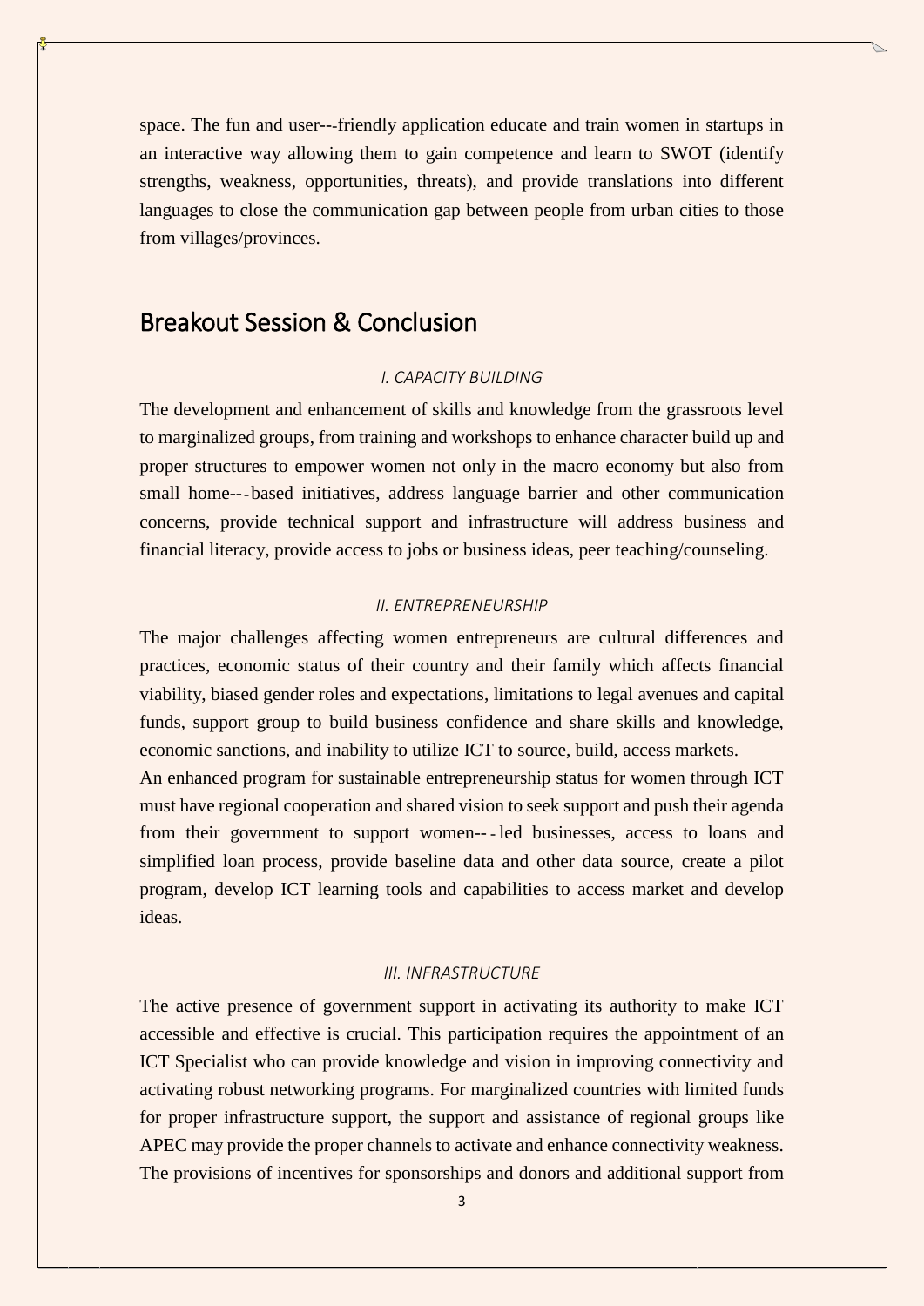space. The fun and user---friendly application educate and train women in startups in an interactive way allowing them to gain competence and learn to SWOT (identify strengths, weakness, opportunities, threats), and provide translations into different languages to close the communication gap between people from urban cities to those from villages/provinces.

## Breakout Session & Conclusion

*I. CAPACITY BUILDING*

The development and enhancement of skills and knowledge from the grassroots level to marginalized groups, from training and workshops to enhance character build up and proper structures to empower women not only in the macro economy but also from small home---based initiatives, address language barrier and other communication concerns, provide technical support and infrastructure will address business and financial literacy, provide access to jobs or business ideas, peer teaching/counseling.

*II. ENTREPRENEURSHIP*

The major challenges affecting women entrepreneurs are cultural differences and practices, economic status of their country and their family which affects financial viability, biased gender roles and expectations, limitations to legal avenues and capital funds, support group to build business confidence and share skills and knowledge, economic sanctions, and inability to utilize ICT to source, build, access markets.

An enhanced program for sustainable entrepreneurship status for women through ICT must have regional cooperation and shared vision to seek support and push their agenda from their government to support women---led businesses, access to loans and simplified loan process, provide baseline data and other data source, create a pilot program, develop ICT learning tools and capabilities to access market and develop ideas.

*III. INFRASTRUCTURE*

The active presence of government support in activating its authority to make ICT accessible and effective is crucial. This participation requires the appointment of an ICT Specialist who can provide knowledge and vision in improving connectivity and activating robust networking programs. For marginalized countries with limited funds for proper infrastructure support, the support and assistance of regional groups like APEC may provide the proper channels to activate and enhance connectivity weakness. The provisions of incentives for sponsorships and donors and additional support from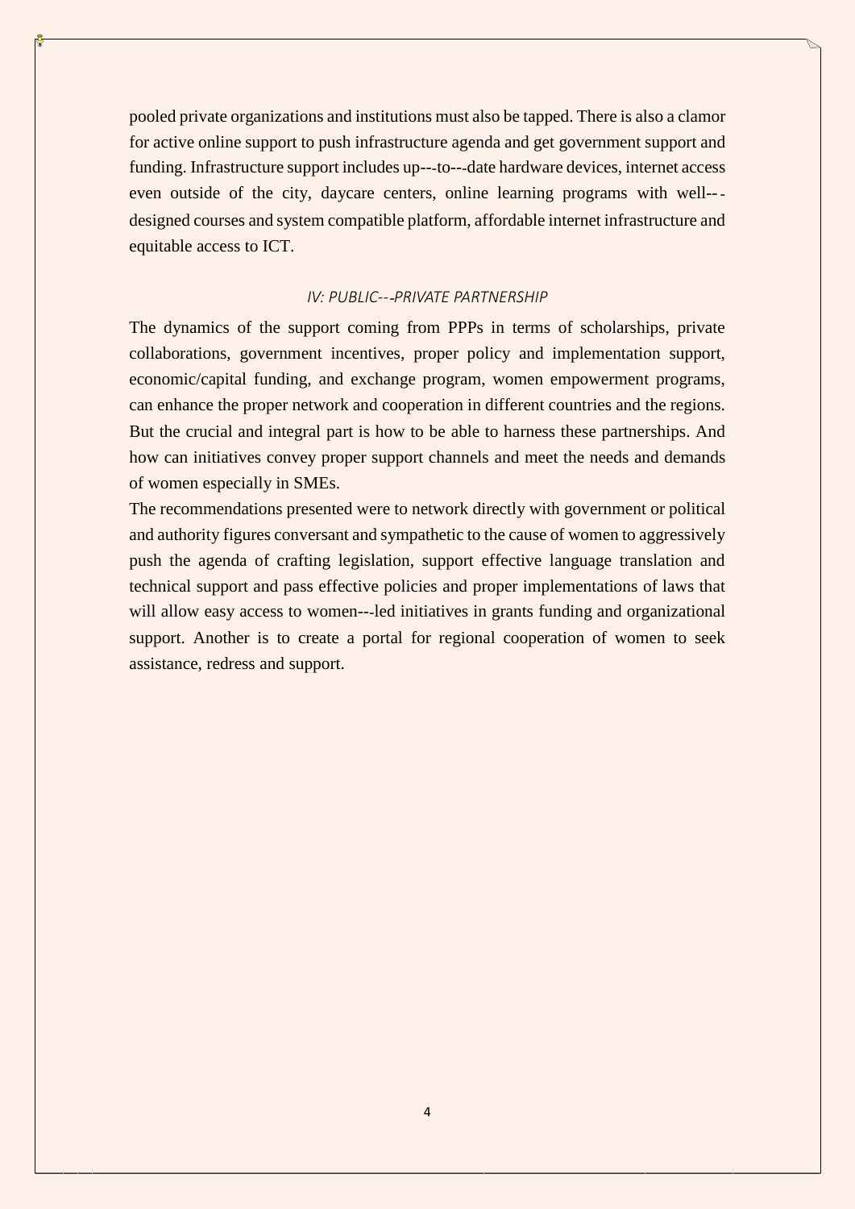pooled private organizations and institutions must also be tapped. There is also a clamor for active online support to push infrastructure agenda and get government support and funding. Infrastructure support includes up---to---date hardware devices, internet access even outside of the city, daycare centers, online learning programs with well--- designed courses and system compatible platform, affordable internet infrastructure and equitable access to ICT.

### *IV: PUBLIC---PRIVATE PARTNERSHIP*

The dynamics of the support coming from PPPs in terms of scholarships, private collaborations, government incentives, proper policy and implementation support, economic/capital funding, and exchange program, women empowerment programs, can enhance the proper network and cooperation in different countries and the regions. But the crucial and integral part is how to be able to harness these partnerships. And how can initiatives convey proper support channels and meet the needs and demands of women especially in SMEs.

The recommendations presented were to network directly with government or political and authority figures conversant and sympathetic to the cause of women to aggressively push the agenda of crafting legislation, support effective language translation and technical support and pass effective policies and proper implementations of laws that will allow easy access to women---led initiatives in grants funding and organizational support. Another is to create a portal for regional cooperation of women to seek assistance, redress and support.